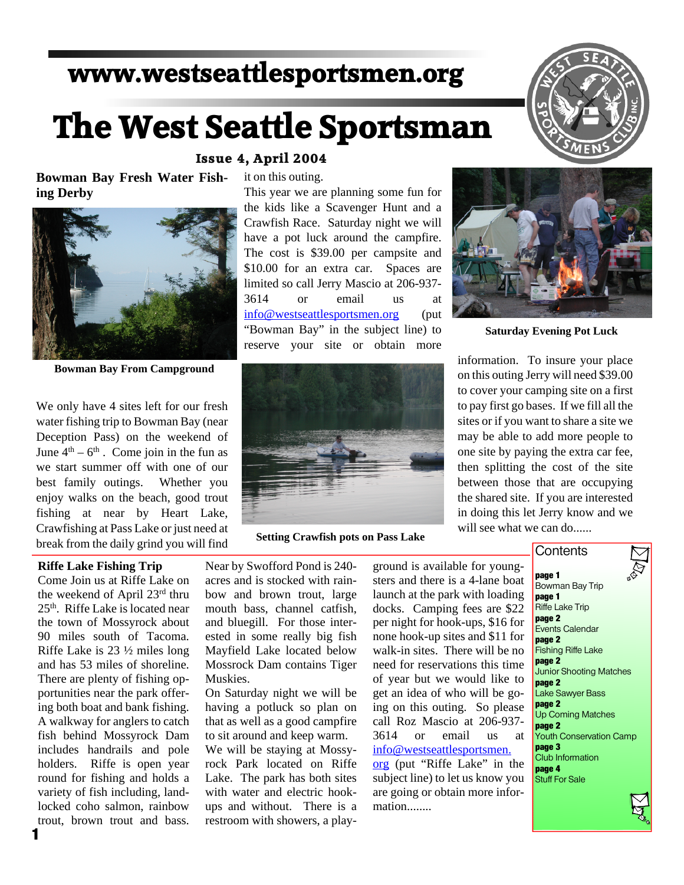www.westseattlesportsmen.org

# The West Seattle Sportsman

**Issue 4, April 2004**

## Bowman Bay Fresh Water Fishing Derby

Bowman Bay From Campground

We only have 4 sites left for our fresh water fishing trip to Bowman Bay (near Deception Pass) on the weekend of June 4th – 6th . Come join in the fun as we start summer off with one of our best family outings. Whether you enjoy walks on the beach, good trout fishing at near by Heart Lake, Crawfishing at Pass Lake or just need at break from the daily grind you will find it on this outing.

This year we are planning some fun for the kids like a Scavenger Hunt and a Crawfish Race. Saturday night we will have a pot luck around the campfire. The cost is $39.00 per campsite and $10.00 for an extra car. Spaces are limited so call Jerry Mascio at 206-937-3614 or email us at info@westseattlesportsmen.org (put "Bowman Bay" in the subject line) to reserve your site or obtain more information. To insure your place on this outing Jerry will need $39.00 to cover your camping site on a first to pay first go bases. If we fill all the sites or if you want to share a site we may be able to add more people to one site by paying the extra car fee, then splitting the cost of the site between those that are occupying the shared site. If you are interested in doing this let Jerry know and we will see what we can do......

Setting Crawfish pots on Pass Lake

Saturday Evening Pot Luck

## Riffe Lake Fishing Trip

Come Join us at Riffe Lake on the weekend of April 23rd thru 25th. Riffe Lake is located near the town of Mossyrock about 90 miles south of Tacoma. Riffe Lake is 23 ½ miles long and has 53 miles of shoreline. There are plenty of fishing opportunities near the park offering both boat and bank fishing. A walkway for anglers to catch fish behind Mossyrock Dam includes handrails and pole holders. Riffe is open year round for fishing and holds a variety of fish including, landlocked coho salmon, rainbow trout, brown trout and bass. Near by Swofford Pond is 240-acres and is stocked with rainbow and brown trout, large mouth bass, channel catfish, and bluegill. For those interested in some really big fish Mayfield Lake located below Mossrock Dam contains Tiger Muskies.

On Saturday night we will be having a potluck so plan on that as well as a good campfire to sit around and keep warm.

We will be staying at Mossyrock Park located on Riffe Lake. The park has both sites with water and electric hookups and without. There is a restroom with showers, a playground is available for youngsters and there is a 4-lane boat launch at the park with loading docks. Camping fees are $22 per night for hook-ups, $16 for none hook-up sites and $11 for walk-in sites. There will be no need for reservations this time of year but we would like to get an idea of who will be going on this outing. So please call Roz Mascio at 206-937-3614 or email us at info@westseattlesportsmen.org (put "Riffe Lake" in the subject line) to let us know you are going or obtain more information........

## Contents

- **page 1** Bowman Bay Trip
- **page 1** Riffe Lake Trip
- **page 2** Events Calendar
- **page 2** Fishing Riffe Lake
- **page 2** Junior Shooting Matches
- **page 2** Lake Sawyer Bass
- **page 2** Up Coming Matches
- **page 2** Youth Conservation Camp
- **page 3** Club Information
- **page 4** Stuff For Sale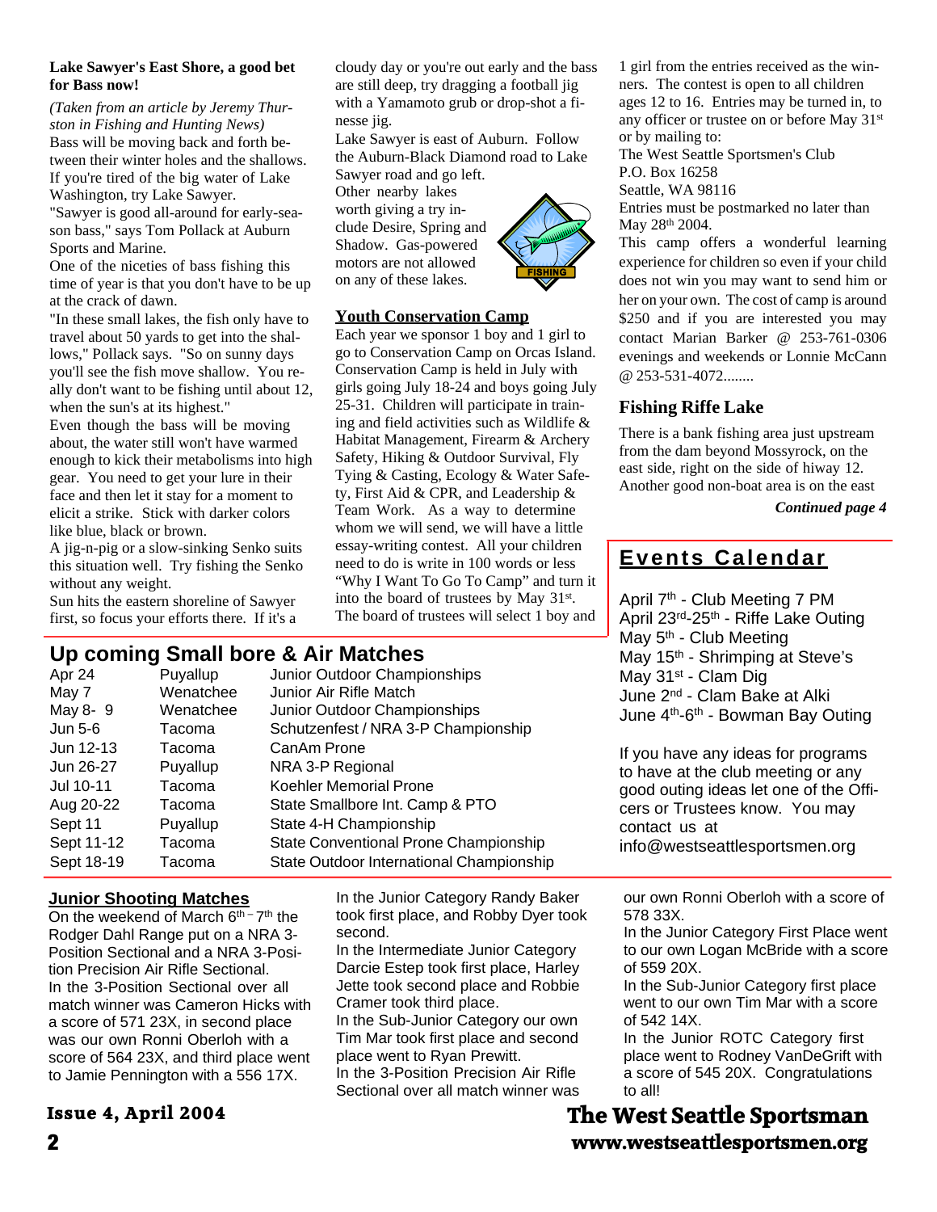### Lake Sawyer's East Shore, a good bet for Bass now!

*(Taken from an article by Jeremy Thurston in Fishing and Hunting News)*

Bass will be moving back and forth between their winter holes and the shallows. If you're tired of the big water of Lake Washington, try Lake Sawyer.

"Sawyer is good all-around for early-season bass," says Tom Pollack at Auburn Sports and Marine.

One of the niceties of bass fishing this time of year is that you don't have to be up at the crack of dawn.

"In these small lakes, the fish only have to travel about 50 yards to get into the shallows," Pollack says. "So on sunny days you'll see the fish move shallow. You really don't want to be fishing until about 12, when the sun's at its highest."

Even though the bass will be moving about, the water still won't have warmed enough to kick their metabolisms into high gear. You need to get your lure in their face and then let it stay for a moment to elicit a strike. Stick with darker colors like blue, black or brown.

A jig-n-pig or a slow-sinking Senko suits this situation well. Try fishing the Senko without any weight.

Sun hits the eastern shoreline of Sawyer first, so focus your efforts there. If it's a cloudy day or you're out early and the bass are still deep, try dragging a football jig with a Yamamoto grub or drop-shot a finesse jig.

Lake Sawyer is east of Auburn. Follow the Auburn-Black Diamond road to Lake Sawyer road and go left.

Other nearby lakes worth giving a try include Desire, Spring and Shadow. Gas-powered motors are not allowed on any of these lakes.

### Youth Conservation Camp

Each year we sponsor 1 boy and 1 girl to go to Conservation Camp on Orcas Island. Conservation Camp is held in July with girls going July 18-24 and boys going July 25-31. Children will participate in training and field activities such as Wildlife & Habitat Management, Firearm & Archery Safety, Hiking & Outdoor Survival, Fly Tying & Casting, Ecology & Water Safety, First Aid & CPR, and Leadership & Team Work. As a way to determine whom we will send, we will have a little essay-writing contest. All your children need to do is write in 100 words or less "Why I Want To Go To Camp" and turn it into the board of trustees by May 31st. The board of trustees will select 1 boy and 1 girl from the entries received as the winners. The contest is open to all children ages 12 to 16. Entries may be turned in, to any officer or trustee on or before May 31st or by mailing to:

The West Seattle Sportsmen's Club
P.O. Box 16258
Seattle, WA 98116

Entries must be postmarked no later than May 28th 2004.

This camp offers a wonderful learning experience for children so even if your child does not win you may want to send him or her on your own. The cost of camp is around $250 and if you are interested you may contact Marian Barker @ 253-761-0306 evenings and weekends or Lonnie McCann @ 253-531-4072........

### Fishing Riffe Lake

There is a bank fishing area just upstream from the dam beyond Mossyrock, on the east side, right on the side of hiway 12. Another good non-boat area is on the east

***Continued page 4***

## Events Calendar

April 7th - Club Meeting 7 PM
April 23rd-25th - Riffe Lake Outing
May 5th - Club Meeting
May 15th - Shrimping at Steve's
May 31st - Clam Dig
June 2nd - Clam Bake at Alki
June 4th-6th - Bowman Bay Outing

If you have any ideas for programs to have at the club meeting or any good outing ideas let one of the Officers or Trustees know. You may contact us at info@westseattlesportsmen.org

## Up coming Small bore & Air Matches

| | | |
|---|---|---|
| Apr 24 | Puyallup | Junior Outdoor Championships |
| May 7 | Wenatchee | Junior Air Rifle Match |
| May 8- 9 | Wenatchee | Junior Outdoor Championships |
| Jun 5-6 | Tacoma | Schutzenfest / NRA 3-P Championship |
| Jun 12-13 | Tacoma | CanAm Prone |
| Jun 26-27 | Puyallup | NRA 3-P Regional |
| Jul 10-11 | Tacoma | Koehler Memorial Prone |
| Aug 20-22 | Tacoma | State Smallbore Int. Camp & PTO |
| Sept 11 | Puyallup | State 4-H Championship |
| Sept 11-12 | Tacoma | State Conventional Prone Championship |
| Sept 18-19 | Tacoma | State Outdoor International Championship |

### Junior Shooting Matches

On the weekend of March 6th - 7th the Rodger Dahl Range put on a NRA 3-Position Sectional and a NRA 3-Position Precision Air Rifle Sectional.

In the 3-Position Sectional over all match winner was Cameron Hicks with a score of 571 23X, in second place was our own Ronni Oberloh with a score of 564 23X, and third place went to Jamie Pennington with a 556 17X.

In the Junior Category Randy Baker took first place, and Robby Dyer took second.

In the Intermediate Junior Category Darcie Estep took first place, Harley Jette took second place and Robbie Cramer took third place.

In the Sub-Junior Category our own Tim Mar took first place and second place went to Ryan Prewitt.

In the 3-Position Precision Air Rifle Sectional over all match winner was our own Ronni Oberloh with a score of 578 33X.

In the Junior Category First Place went to our own Logan McBride with a score of 559 20X.

In the Sub-Junior Category first place went to our own Tim Mar with a score of 542 14X.

In the Junior ROTC Category first place went to Rodney VanDeGrift with a score of 545 20X. Congratulations to all!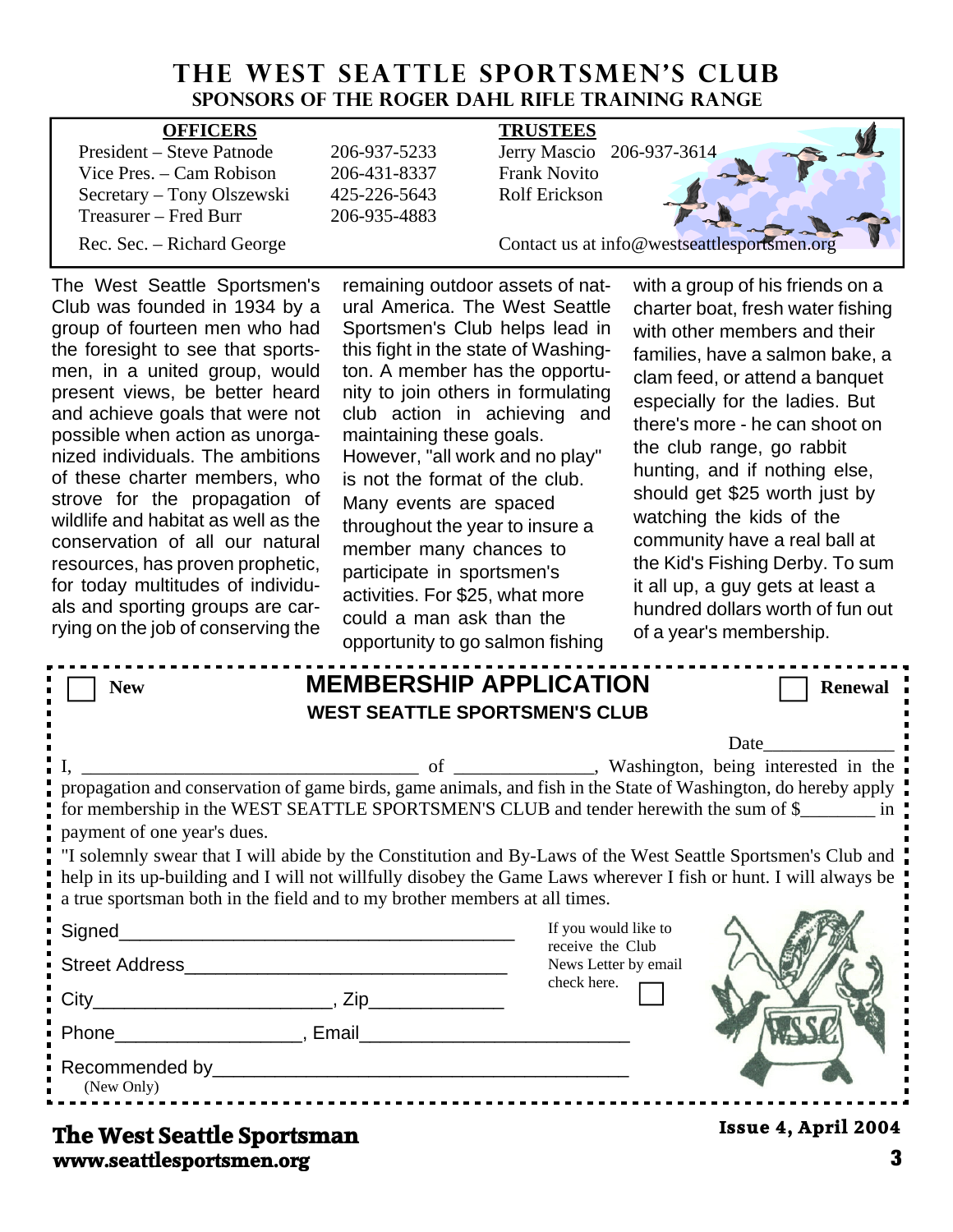# THE WEST SEATTLE SPORTSMEN'S CLUB

## SPONSORS OF THE ROGER DAHL RIFLE TRAINING RANGE

| **OFFICERS** | | **TRUSTEES** | |
|---|---|---|---|
| President – Steve Patnode | 206-937-5233 | Jerry Mascio | 206-937-3614 |
| Vice Pres. – Cam Robison | 206-431-8337 | Frank Novito | |
| Secretary – Tony Olszewski | 425-226-5643 | Rolf Erickson | |
| Treasurer – Fred Burr | 206-935-4883 | | |
| Rec. Sec. – Richard George | | Contact us at info@westseattlesportsmen.org | |

The West Seattle Sportsmen's Club was founded in 1934 by a group of fourteen men who had the foresight to see that sportsmen, in a united group, would present views, be better heard and achieve goals that were not possible when action as unorganized individuals. The ambitions of these charter members, who strove for the propagation of wildlife and habitat as well as the conservation of all our natural resources, has proven prophetic, for today multitudes of individuals and sporting groups are carrying on the job of conserving the remaining outdoor assets of natural America. The West Seattle Sportsmen's Club helps lead in this fight in the state of Washington. A member has the opportunity to join others in formulating club action in achieving and maintaining these goals.

However, "all work and no play" is not the format of the club. Many events are spaced throughout the year to insure a member many chances to participate in sportsmen's activities. For $25, what more could a man ask than the opportunity to go salmon fishing with a group of his friends on a charter boat, fresh water fishing with other members and their families, have a salmon bake, a clam feed, or attend a banquet especially for the ladies. But there's more - he can shoot on the club range, go rabbit hunting, and if nothing else, should get $25 worth just by watching the kids of the community have a real ball at the Kid's Fishing Derby. To sum it all up, a guy gets at least a hundred dollars worth of fun out of a year's membership.

---

☐ **New** ☐ **Renewal**

## MEMBERSHIP APPLICATION

### WEST SEATTLE SPORTSMEN'S CLUB

Date______________

I, ____________________________________ of _______________, Washington, being interested in the propagation and conservation of game birds, game animals, and fish in the State of Washington, do hereby apply for membership in the WEST SEATTLE SPORTSMEN'S CLUB and tender herewith the sum of $________ in payment of one year's dues.

"I solemnly swear that I will abide by the Constitution and By-Laws of the West Seattle Sportsmen's Club and help in its up-building and I will not willfully disobey the Game Laws wherever I fish or hunt. I will always be a true sportsman both in the field and to my brother members at all times.

Signed_______________________________________

Street Address_______________________________

City_______________________, Zip_____________

Phone__________________, Email__________________________

Recommended by________________________________________
(New Only)

If you would like to receive the Club News Letter by email check here. ☐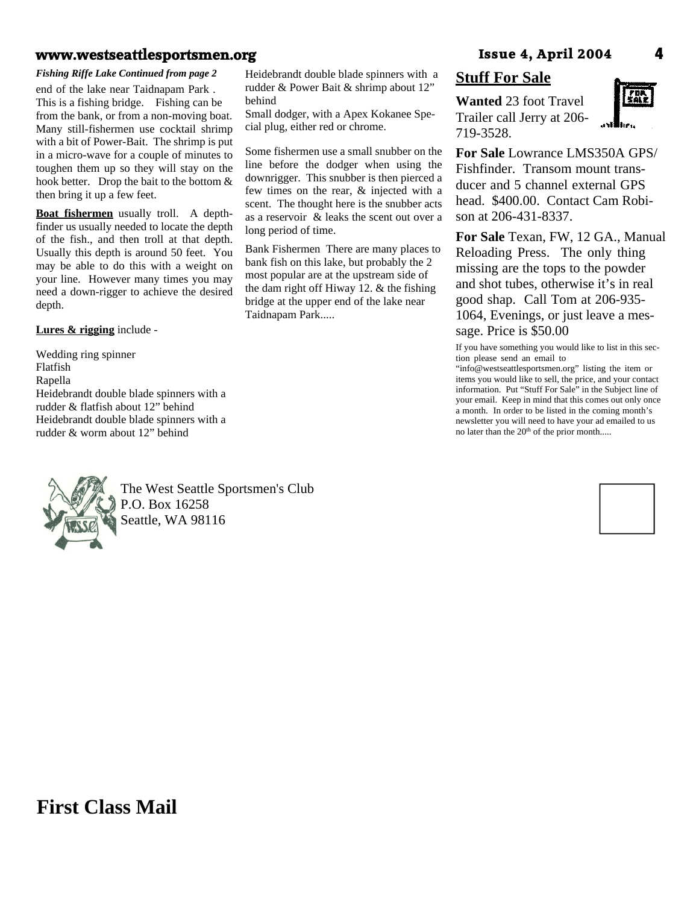*Fishing Riffe Lake Continued from page 2*

end of the lake near Taidnapam Park . This is a fishing bridge. Fishing can be from the bank, or from a non-moving boat. Many still-fishermen use cocktail shrimp with a bit of Power-Bait. The shrimp is put in a micro-wave for a couple of minutes to toughen them up so they will stay on the hook better. Drop the bait to the bottom & then bring it up a few feet.

**Boat fishermen** usually troll. A depth-finder us usually needed to locate the depth of the fish., and then troll at that depth. Usually this depth is around 50 feet. You may be able to do this with a weight on your line. However many times you may need a down-rigger to achieve the desired depth.

**Lures & rigging** include -

Wedding ring spinner
Flatfish
Rapella
Heidebrandt double blade spinners with a rudder & flatfish about 12” behind
Heidebrandt double blade spinners with a rudder & worm about 12” behind
Heidebrandt double blade spinners with a rudder & Power Bait & shrimp about 12” behind
Small dodger, with a Apex Kokanee Special plug, either red or chrome.

Some fishermen use a small snubber on the line before the dodger when using the downrigger. This snubber is then pierced a few times on the rear, & injected with a scent. The thought here is the snubber acts as a reservoir & leaks the scent out over a long period of time.

Bank Fishermen There are many places to bank fish on this lake, but probably the 2 most popular are at the upstream side of the dam right off Hiway 12. & the fishing bridge at the upper end of the lake near Taidnapam Park.....

## Stuff For Sale

**Wanted** 23 foot Travel Trailer call Jerry at 206-719-3528.

**For Sale** Lowrance LMS350A GPS/Fishfinder. Transom mount transducer and 5 channel external GPS head. $400.00. Contact Cam Robison at 206-431-8337.

**For Sale** Texan, FW, 12 GA., Manual Reloading Press. The only thing missing are the tops to the powder and shot tubes, otherwise it’s in real good shap. Call Tom at 206-935-1064, Evenings, or just leave a message. Price is $50.00

If you have something you would like to list in this section please send an email to “info@westseattlesportsmen.org” listing the item or items you would like to sell, the price, and your contact information. Put “Stuff For Sale” in the Subject line of your email. Keep in mind that this comes out only once a month. In order to be listed in the coming month’s newsletter you will need to have your ad emailed to us no later than the 20th of the prior month.....

The West Seattle Sportsmen's Club
P.O. Box 16258
Seattle, WA 98116

**First Class Mail**